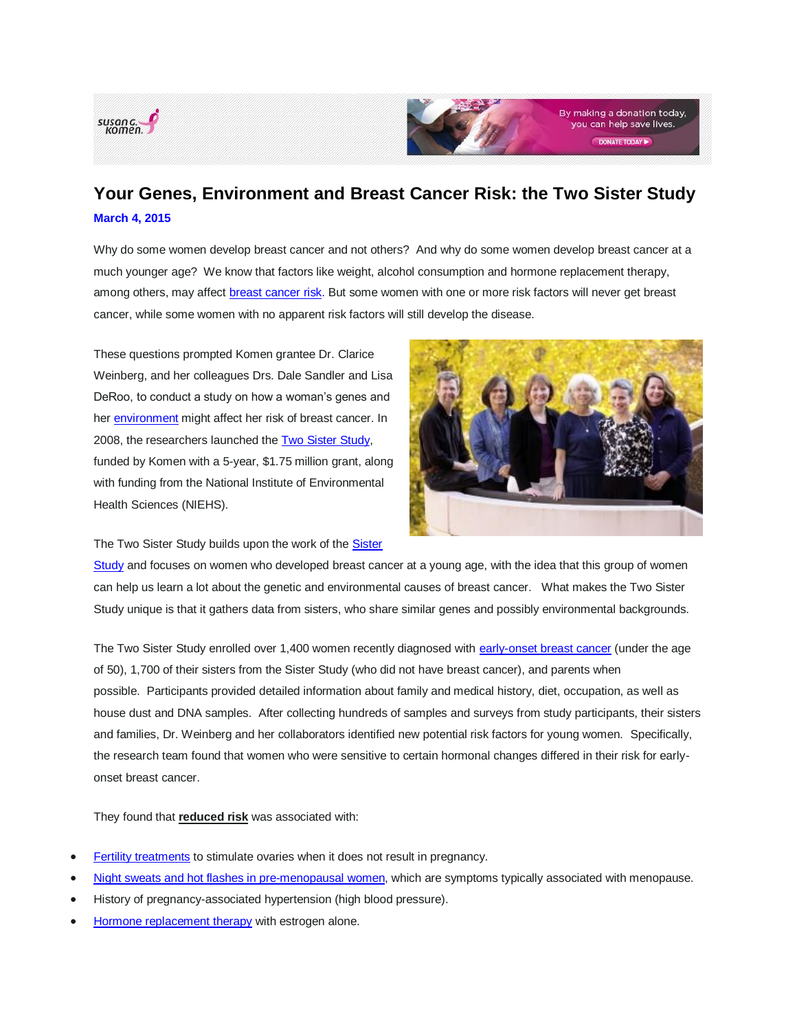# Your Genes, Environment and Breast Cancer Risk: the Two Sister Study

**March 4, 2015**

Why do some women develop breast cancer and not others? And why do some women develop breast cancer at a much younger age? We know that factors like weight, alcohol consumption and hormone replacement therapy, among others, may affect breast cancer risk. But some women with one or more risk factors will never get breast cancer, while some women with no apparent risk factors will still develop the disease.

These questions prompted Komen grantee Dr. Clarice Weinberg, and her colleagues Drs. Dale Sandler and Lisa DeRoo, to conduct a study on how a woman's genes and her environment might affect her risk of breast cancer. In 2008, the researchers launched the Two Sister Study, funded by Komen with a 5-year, $1.75 million grant, along with funding from the National Institute of Environmental Health Sciences (NIEHS).

The Two Sister Study builds upon the work of the Sister Study and focuses on women who developed breast cancer at a young age, with the idea that this group of women can help us learn a lot about the genetic and environmental causes of breast cancer. What makes the Two Sister Study unique is that it gathers data from sisters, who share similar genes and possibly environmental backgrounds.

The Two Sister Study enrolled over 1,400 women recently diagnosed with early-onset breast cancer (under the age of 50), 1,700 of their sisters from the Sister Study (who did not have breast cancer), and parents when possible. Participants provided detailed information about family and medical history, diet, occupation, as well as house dust and DNA samples. After collecting hundreds of samples and surveys from study participants, their sisters and families, Dr. Weinberg and her collaborators identified new potential risk factors for young women. Specifically, the research team found that women who were sensitive to certain hormonal changes differed in their risk for early-onset breast cancer.

They found that **reduced risk** was associated with:

- Fertility treatments to stimulate ovaries when it does not result in pregnancy.
- Night sweats and hot flashes in pre-menopausal women, which are symptoms typically associated with menopause.
- History of pregnancy-associated hypertension (high blood pressure).
- Hormone replacement therapy with estrogen alone.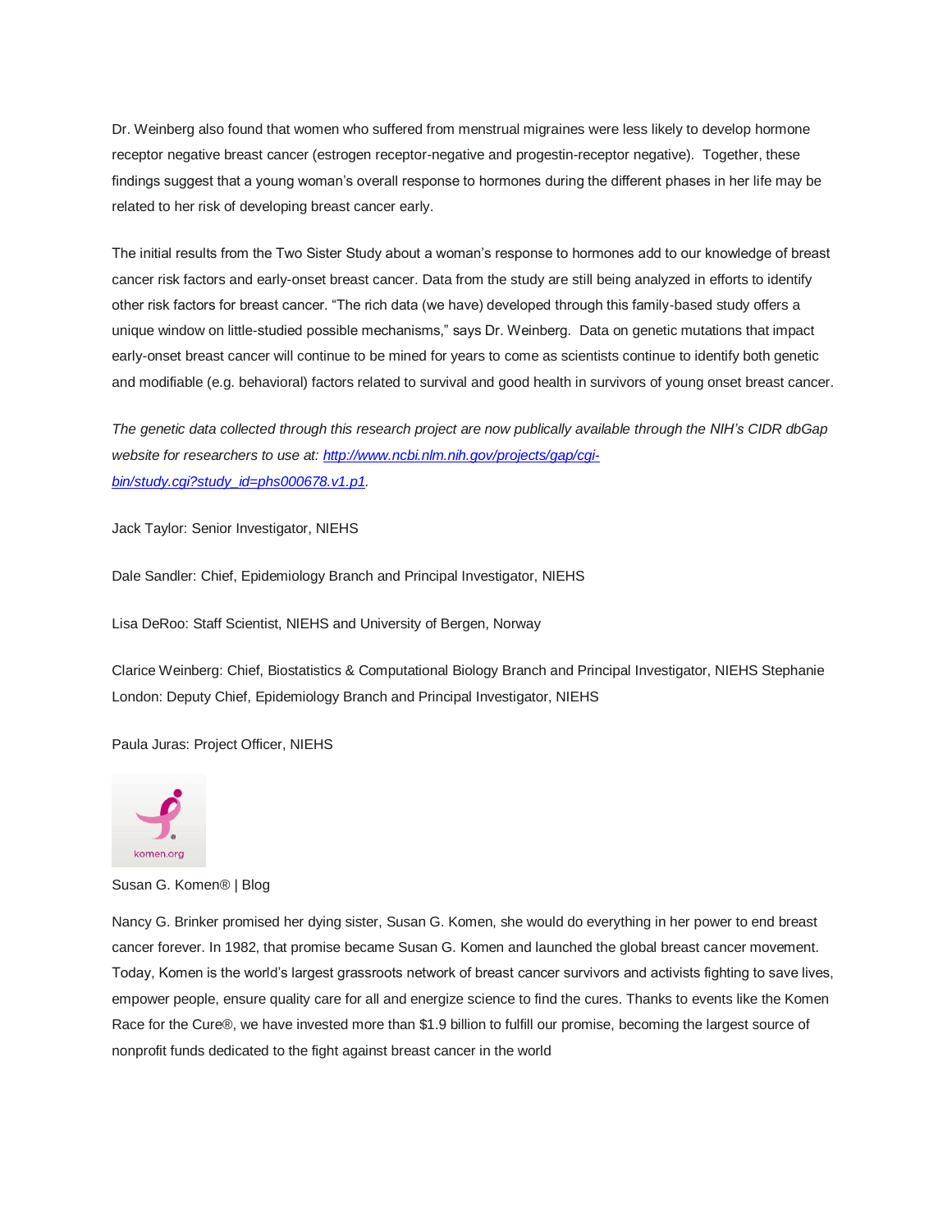Dr. Weinberg also found that women who suffered from menstrual migraines were less likely to develop hormone receptor negative breast cancer (estrogen receptor-negative and progestin-receptor negative). Together, these findings suggest that a young woman's overall response to hormones during the different phases in her life may be related to her risk of developing breast cancer early.

The initial results from the Two Sister Study about a woman's response to hormones add to our knowledge of breast cancer risk factors and early-onset breast cancer. Data from the study are still being analyzed in efforts to identify other risk factors for breast cancer. "The rich data (we have) developed through this family-based study offers a unique window on little-studied possible mechanisms," says Dr. Weinberg. Data on genetic mutations that impact early-onset breast cancer will continue to be mined for years to come as scientists continue to identify both genetic and modifiable (e.g. behavioral) factors related to survival and good health in survivors of young onset breast cancer.

*The genetic data collected through this research project are now publically available through the NIH's CIDR dbGap website for researchers to use at: [http://www.ncbi.nlm.nih.gov/projects/gap/cgi-bin/study.cgi?study_id=phs000678.v1.p1](http://www.ncbi.nlm.nih.gov/projects/gap/cgi-bin/study.cgi?study_id=phs000678.v1.p1).*

Jack Taylor: Senior Investigator, NIEHS

Dale Sandler: Chief, Epidemiology Branch and Principal Investigator, NIEHS

Lisa DeRoo: Staff Scientist, NIEHS and University of Bergen, Norway

Clarice Weinberg: Chief, Biostatistics & Computational Biology Branch and Principal Investigator, NIEHS Stephanie London: Deputy Chief, Epidemiology Branch and Principal Investigator, NIEHS

Paula Juras: Project Officer, NIEHS

komen.org

Susan G. Komen® | Blog

Nancy G. Brinker promised her dying sister, Susan G. Komen, she would do everything in her power to end breast cancer forever. In 1982, that promise became Susan G. Komen and launched the global breast cancer movement. Today, Komen is the world's largest grassroots network of breast cancer survivors and activists fighting to save lives, empower people, ensure quality care for all and energize science to find the cures. Thanks to events like the Komen Race for the Cure®, we have invested more than $1.9 billion to fulfill our promise, becoming the largest source of nonprofit funds dedicated to the fight against breast cancer in the world